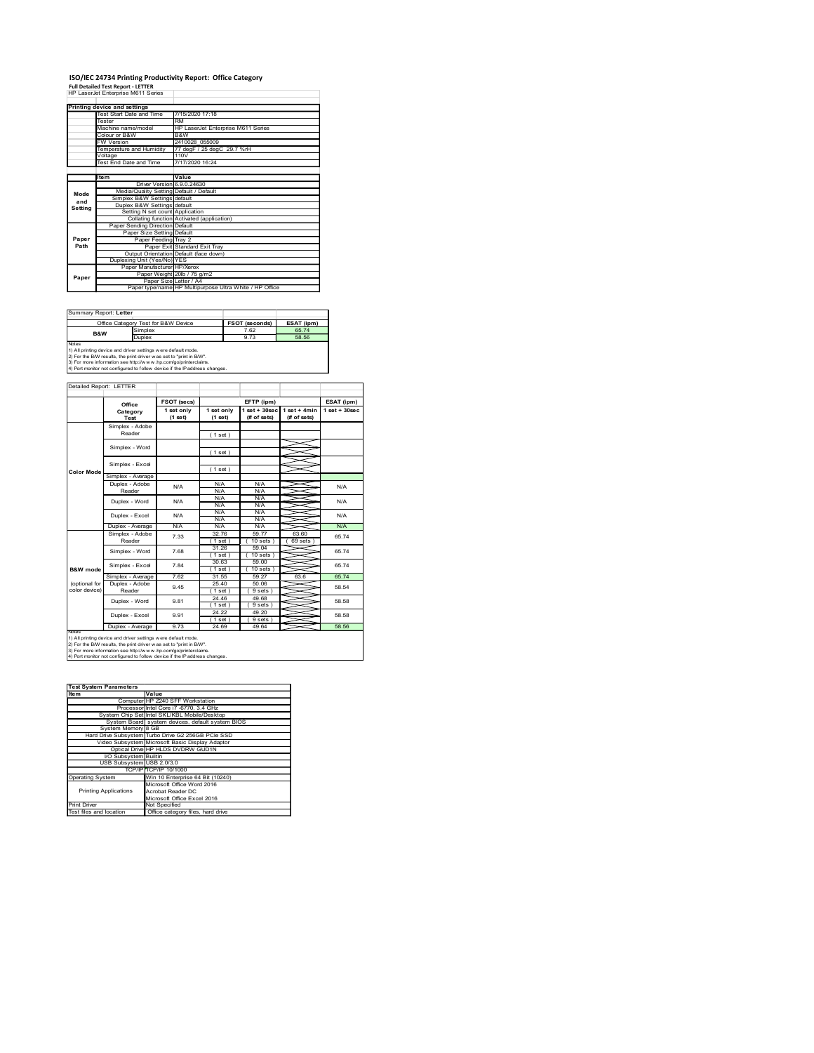# ISO/IEC 24734 Printing Productivity Report: Office Category

**Full Detailed Test Report - LETTER**

HP LaserJet Enterprise M611 Series

| Printing device and settings | | |
|---|---|---|
| | Test Start Date and Time | 7/15/2020 17:18 |
| | Tester | RM |
| | Machine name/model | HP LaserJet Enterprise M611 Series |
| | Colour or B&W | B&W |
| | FW Version | 2410028_055009 |
| | Temperature and Humidity | 77 degF / 25 degC 29.7 %rH |
| | Voltage | 110V |
| | Test End Date and Time | 7/17/2020 16:24 |

| | Item | Value |
|---|---|---|
| Mode and Setting | Driver Version | 6.9.0.24630 |
| | Media/Quality Setting | Default / Default |
| | Simplex B&W Settings | default |
| | Duplex B&W Settings | default |
| | Setting N set count | Application |
| | Collating function | Activated (application) |
| Paper Path | Paper Sending Direction | Default |
| | Paper Size Setting | Default |
| | Paper Feeding | Tray 2 |
| | Paper Exit | Standard Exit Tray |
| | Output Orientation | Default (face down) |
| | Duplexing Unit (Yes/No) | YES |
| Paper | Paper Manufacturer | HP/Xerox |
| | Paper Weight | 20lb / 75 g/m2 |
| | Paper Size | Letter / A4 |
| | Paper type/name | HP Multipurpose Ultra White / HP Office |

Summary Report: **Letter**

| Office Category Test for B&W Device | | FSOT (seconds) | ESAT (ipm) |
|---|---|---|---|
| B&W | Simplex | 7.62 | 65.74 |
| | Duplex | 9.73 | 58.56 |

Notes
1) All printing device and driver settings were default mode.
2) For the B/W results, the print driver was set to "print in B/W".
3) For more information see http://www.hp.com/go/printerclaims.
4) Port monitor not configured to follow device if the IP address changes.

Detailed Report: LETTER

| | Office Category Test | FSOT (secs) 1 set only (1 set) | EFTP (ipm) 1 set only (1 set) | EFTP (ipm) 1 set + 30sec (# of sets) | EFTP (ipm) 1 set + 4min (# of sets) | ESAT (ipm) 1 set + 30sec |
|---|---|---|---|---|---|---|
| Color Mode | Simplex - Adobe Reader | | (1 set) | | | |
| | Simplex - Word | | (1 set) | | | |
| | Simplex - Excel | | (1 set) | | | |
| | Simplex - Average | | | | | |
| | Duplex - Adobe Reader | N/A | N/A N/A | N/A N/A | | N/A |
| | Duplex - Word | N/A | N/A N/A | N/A N/A | | N/A |
| | Duplex - Excel | N/A | N/A N/A | N/A N/A | | N/A |
| | Duplex - Average | N/A | N/A | N/A | | N/A |
| B&W mode (optional for color device) | Simplex - Adobe Reader | 7.33 | 32.76 (1 set) | 59.77 (10 sets) | 63.60 (69 sets) | 65.74 |
| | Simplex - Word | 7.68 | 31.26 (1 set) | 59.04 (10 sets) | | 65.74 |
| | Simplex - Excel | 7.84 | 30.63 (1 set) | 59.00 (10 sets) | | 65.74 |
| | Simplex - Average | 7.62 | 31.55 | 59.27 | 63.6 | 65.74 |
| | Duplex - Adobe Reader | 9.45 | 25.40 (1 set) | 50.06 (9 sets) | | 58.54 |
| | Duplex - Word | 9.81 | 24.46 (1 set) | 49.68 (9 sets) | | 58.58 |
| | Duplex - Excel | 9.91 | 24.22 (1 set) | 49.20 (9 sets) | | 58.58 |
| | Duplex - Average | 9.73 | 24.69 | 49.64 | | 58.56 |

Notes
1) All printing device and driver settings were default mode.
2) For the B/W results, the print driver was set to "print in B/W".
3) For more information see http://www.hp.com/go/printerclaims.
4) Port monitor not configured to follow device if the IP address changes.

| Test System Parameters | |
|---|---|
| **Item** | **Value** |
| Computer | HP Z240 SFF Workstation |
| Processor | Intel Core i7 -6770, 3.4 GHz |
| System Chip Set | Intel SKL/KBL Mobile/Desktop |
| System Board | system devices, default system BIOS |
| System Memory | 8 GB |
| Hard Drive Subsystem | Turbo Drive G2 256GB PCIe SSD |
| Video Subsystem | Microsoft Basic Display Adaptor |
| Optical Drive | HP HLDS DVDRW GUD1N |
| I/O Subsystem | Builtin |
| USB Subsystem | USB 2.0/3.0 |
| TCP/IP | TCP/IP 10/1000 |
| Operating System | Win 10 Enterprise 64 Bit (10240) |
| Printing Applications | Microsoft Office Word 2016<br>Acrobat Reader DC<br>Microsoft Office Excel 2016 |
| Print Driver | Not Specified |
| Test files and location | Office category files, hard drive |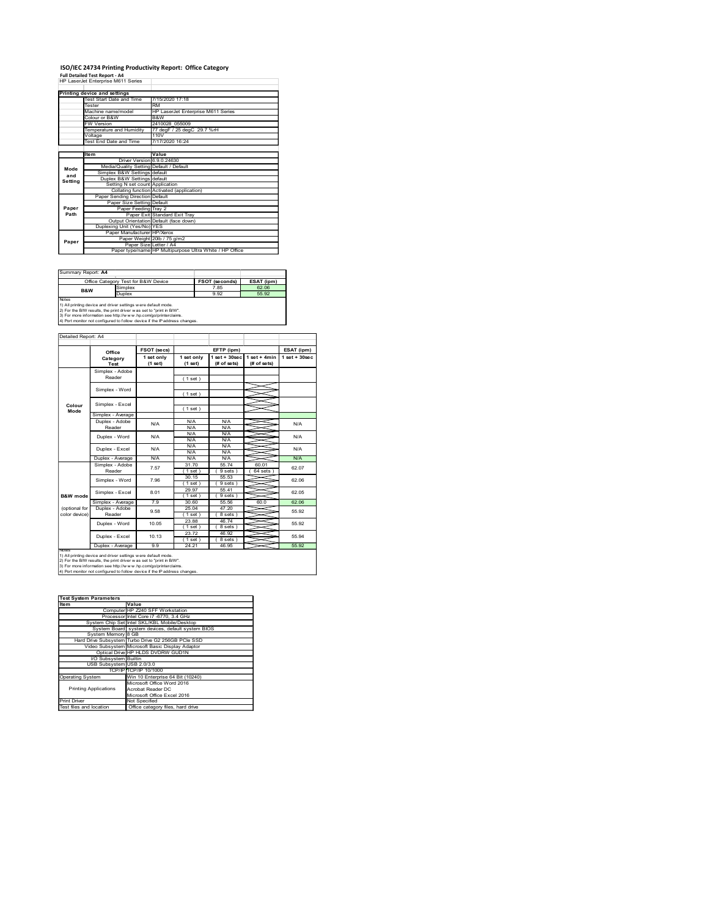# ISO/IEC 24734 Printing Productivity Report: Office Category

**Full Detailed Test Report - A4**

HP LaserJet Enterprise M611 Series

| Printing device and settings | | |
|---|---|---|
| | Test Start Date and Time | 7/15/2020 17:18 |
| | Tester | RM |
| | Machine name/model | HP LaserJet Enterprise M611 Series |
| | Colour or B&W | B&W |
| | FW Version | 2410028_055009 |
| | Temperature and Humidity | 77 degF / 25 degC 29.7 %rH |
| | Voltage | 110V |
| | Test End Date and Time | 7/17/2020 16:24 |

| | Item | Value |
|---|---|---|
| Mode and Setting | Driver Version | 6.9.0.24630 |
| | Media/Quality Setting | Default / Default |
| | Simplex B&W Settings | default |
| | Duplex B&W Settings | default |
| | Setting N set count | Application |
| | Collating function | Activated (application) |
| Paper Path | Paper Sending Direction | Default |
| | Paper Size Setting | Default |
| | Paper Feeding | Tray 2 |
| | Paper Exit | Standard Exit Tray |
| | Output Orientation | Default (face down) |
| | Duplexing Unit (Yes/No) | YES |
| Paper | Paper Manufacturer | HP/Xerox |
| | Paper Weight | 20lb / 75 g/m2 |
| | Paper Size | Letter / A4 |
| | Paper type/name | HP Multipurpose Ultra White / HP Office |

Summary Report: **A4**

| Office Category Test for B&W Device | | FSOT (seconds) | ESAT (ipm) |
|---|---|---|---|
| B&W | Simplex | 7.85 | 62.06 |
| | Duplex | 9.92 | 55.92 |

Notes
1) All printing device and driver settings were default mode.
2) For the B/W results, the print driver was set to "print in B/W".
3) For more information see http://www.hp.com/go/printerclaims.
4) Port monitor not configured to follow device if the IP address changes.

Detailed Report: A4

| | Office Category Test | FSOT (secs) 1 set only (1 set) | EFTP (ipm) 1 set only (1 set) | EFTP (ipm) 1 set + 30sec (# of sets) | EFTP (ipm) 1 set + 4min (# of sets) | ESAT (ipm) 1 set + 30sec |
|---|---|---|---|---|---|---|
| Colour Mode | Simplex - Adobe Reader | | ( 1 set ) | | | |
| | Simplex - Word | | ( 1 set ) | | | |
| | Simplex - Excel | | ( 1 set ) | | | |
| | Simplex - Average | | | | | |
| | Duplex - Adobe Reader | N/A | N/A N/A | N/A N/A | | N/A |
| | Duplex - Word | N/A | N/A N/A | N/A N/A | | N/A |
| | Duplex - Excel | N/A | N/A N/A | N/A N/A | | N/A |
| | Duplex - Average | N/A | N/A | N/A | | N/A |
| B&W mode (optional for color device) | Simplex - Adobe Reader | 7.57 | 31.70 ( 1 set ) | 55.74 ( 9 sets ) | 60.01 ( 64 sets ) | 62.07 |
| | Simplex - Word | 7.96 | 30.15 ( 1 set ) | 55.53 ( 9 sets ) | | 62.06 |
| | Simplex - Excel | 8.01 | 29.97 ( 1 set ) | 55.41 ( 9 sets ) | | 62.05 |
| | Simplex - Average | 7.9 | 30.60 | 55.56 | 60.0 | 62.06 |
| | Duplex - Adobe Reader | 9.58 | 25.04 ( 1 set ) | 47.20 ( 8 sets ) | | 55.92 |
| | Duplex - Word | 10.05 | 23.88 ( 1 set ) | 46.74 ( 8 sets ) | | 55.92 |
| | Duplex - Excel | 10.13 | 23.72 ( 1 set ) | 46.92 ( 8 sets ) | | 55.94 |
| | Duplex - Average | 9.9 | 24.21 | 46.95 | | 55.92 |

Notes
1) All printing device and driver settings were default mode.
2) For the B/W results, the print driver was set to "print in B/W".
3) For more information see http://www.hp.com/go/printerclaims.
4) Port monitor not configured to follow device if the IP address changes.

| Test System Parameters | |
|---|---|
| **Item** | **Value** |
| Computer | HP Z240 SFF Workstation |
| Processor | Intel Core i7 -6770, 3.4 GHz |
| System Chip Set | Intel SKL/KBL Mobile/Desktop |
| System Board | system devices, default system BIOS |
| System Memory | 8 GB |
| Hard Drive Subsystem | Turbo Drive G2 256GB PCIe SSD |
| Video Subsystem | Microsoft Basic Display Adaptor |
| Optical Drive | HP HLDS DVDRW GUD1N |
| I/O Subsystem | Builtin |
| USB Subsystem | USB 2.0/3.0 |
| TCP/IP | TCP/IP 10/1000 |
| Operating System | Win 10 Enterprise 64 Bit (10240) |
| Printing Applications | Microsoft Office Word 2016<br>Acrobat Reader DC<br>Microsoft Office Excel 2016 |
| Print Driver | Not Specified |
| Test files and location | Office category files, hard drive |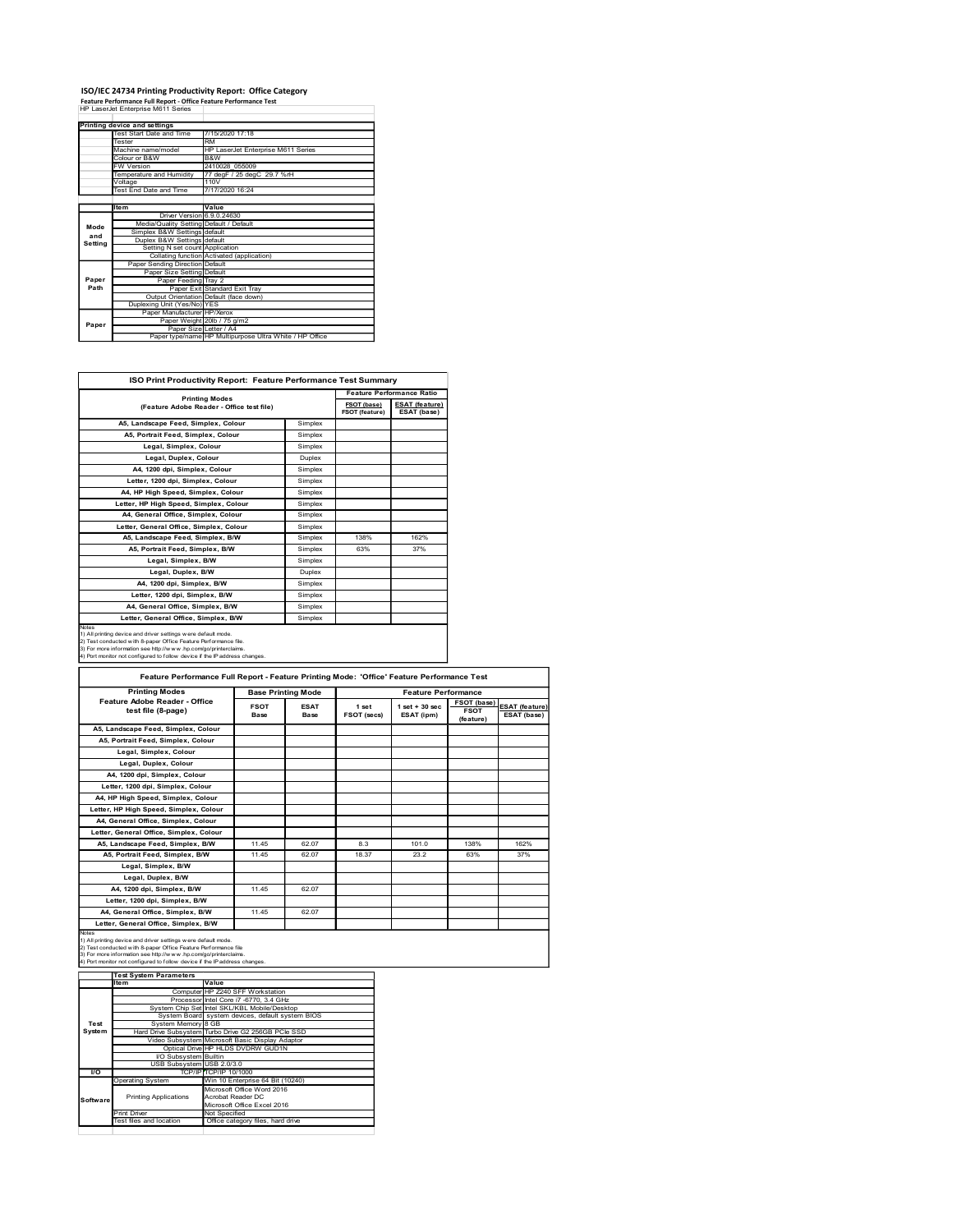# ISO/IEC 24734 Printing Productivity Report: Office Category

**Feature Performance Full Report - Office Feature Performance Test**

HP LaserJet Enterprise M611 Series

| Printing device and settings | |
|---|---|
| Test Start Date and Time | 7/15/2020 17:18 |
| Tester | RM |
| Machine name/model | HP LaserJet Enterprise M611 Series |
| Colour or B&W | B&W |
| FW Version | 2410028_055009 |
| Temperature and Humidity | 77 degF / 25 degC 29.7 %rH |
| Voltage | 110V |
| Test End Date and Time | 7/17/2020 16:24 |

| | Item | Value |
|---|---|---|
| Mode and Setting | Driver Version | 6.9.0.24630 |
| | Media/Quality Setting | Default / Default |
| | Simplex B&W Settings | default |
| | Duplex B&W Settings | default |
| | Setting N set count | Application |
| | Collating function | Activated (application) |
| Paper Path | Paper Sending Direction | Default |
| | Paper Size Setting | Default |
| | Paper Feeding | Tray 2 |
| | Paper Exit | Standard Exit Tray |
| | Output Orientation | Default (face down) |
| | Duplexing Unit (Yes/No) | YES |
| Paper | Paper Manufacturer | HP/Xerox |
| | Paper Weight | 20lb / 75 g/m2 |
| | Paper Size | Letter / A4 |
| | Paper type/name | HP Multipurpose Ultra White / HP Office |

## ISO Print Productivity Report: Feature Performance Test Summary

| Printing Modes (Feature Adobe Reader - Office test file) | | Feature Performance Ratio FSOT (base) / FSOT (feature) | ESAT (feature) / ESAT (base) |
|---|---|---|---|
| A5, Landscape Feed, Simplex, Colour | Simplex | | |
| A5, Portrait Feed, Simplex, Colour | Simplex | | |
| Legal, Simplex, Colour | Simplex | | |
| Legal, Duplex, Colour | Duplex | | |
| A4, 1200 dpi, Simplex, Colour | Simplex | | |
| Letter, 1200 dpi, Simplex, Colour | Simplex | | |
| A4, HP High Speed, Simplex, Colour | Simplex | | |
| Letter, HP High Speed, Simplex, Colour | Simplex | | |
| A4, General Office, Simplex, Colour | Simplex | | |
| Letter, General Office, Simplex, Colour | Simplex | | |
| A5, Landscape Feed, Simplex, B/W | Simplex | 138% | 162% |
| A5, Portrait Feed, Simplex, B/W | Simplex | 63% | 37% |
| Legal, Simplex, B/W | Simplex | | |
| Legal, Duplex, B/W | Duplex | | |
| A4, 1200 dpi, Simplex, B/W | Simplex | | |
| Letter, 1200 dpi, Simplex, B/W | Simplex | | |
| A4, General Office, Simplex, B/W | Simplex | | |
| Letter, General Office, Simplex, B/W | Simplex | | |

Notes
1) All printing device and driver settings were default mode.
2) Test conducted with 8-paper Office Feature Performance file.
3) For more information see http://www.hp.com/go/printerclaims.
4) Port monitor not configured to follow device if the IP address changes.

## Feature Performance Full Report - Feature Printing Mode: 'Office' Feature Performance Test

| Printing Modes Feature Adobe Reader - Office test file (8-page) | Base Printing Mode FSOT Base | ESAT Base | Feature Performance 1 set FSOT (secs) | 1 set + 30 sec ESAT (ipm) | FSOT (base) / FSOT (feature) | ESAT (feature) / ESAT (base) |
|---|---|---|---|---|---|---|
| A5, Landscape Feed, Simplex, Colour | | | | | | |
| A5, Portrait Feed, Simplex, Colour | | | | | | |
| Legal, Simplex, Colour | | | | | | |
| Legal, Duplex, Colour | | | | | | |
| A4, 1200 dpi, Simplex, Colour | | | | | | |
| Letter, 1200 dpi, Simplex, Colour | | | | | | |
| A4, HP High Speed, Simplex, Colour | | | | | | |
| Letter, HP High Speed, Simplex, Colour | | | | | | |
| A4, General Office, Simplex, Colour | | | | | | |
| Letter, General Office, Simplex, Colour | | | | | | |
| A5, Landscape Feed, Simplex, B/W | 11.45 | 62.07 | 8.3 | 101.0 | 138% | 162% |
| A5, Portrait Feed, Simplex, B/W | 11.45 | 62.07 | 18.37 | 23.2 | 63% | 37% |
| Legal, Simplex, B/W | | | | | | |
| Legal, Duplex, B/W | | | | | | |
| A4, 1200 dpi, Simplex, B/W | 11.45 | 62.07 | | | | |
| Letter, 1200 dpi, Simplex, B/W | | | | | | |
| A4, General Office, Simplex, B/W | 11.45 | 62.07 | | | | |
| Letter, General Office, Simplex, B/W | | | | | | |

Notes
1) All printing device and driver settings were default mode.
2) Test conducted with 8-paper Office Feature Performance file
3) For more information see http://www.hp.com/go/printerclaims.
4) Port monitor not configured to follow device if the IP address changes.

| | Test System Parameters Item | Value |
|---|---|---|
| Test System | Computer | HP Z240 SFF Workstation |
| | Processor | Intel Core i7 -6770, 3.4 GHz |
| | System Chip Set | Intel SKL/KBL Mobile/Desktop |
| | System Board | system devices, default system BIOS |
| | System Memory | 8 GB |
| | Hard Drive Subsystem | Turbo Drive G2 256GB PCIe SSD |
| | Video Subsystem | Microsoft Basic Display Adaptor |
| | Optical Drive | HP HLDS DVDRW GUD1N |
| | I/O Subsystem | Builtin |
| | USB Subsystem | USB 2.0/3.0 |
| I/O | TCP/IP | TCP/IP 10/1000 |
| Software | Operating System | Win 10 Enterprise 64 Bit (10240) |
| | Printing Applications | Microsoft Office Word 2016<br>Acrobat Reader DC<br>Microsoft Office Excel 2016 |
| | Print Driver | Not Specified |
| | Test files and location | Office category files, hard drive |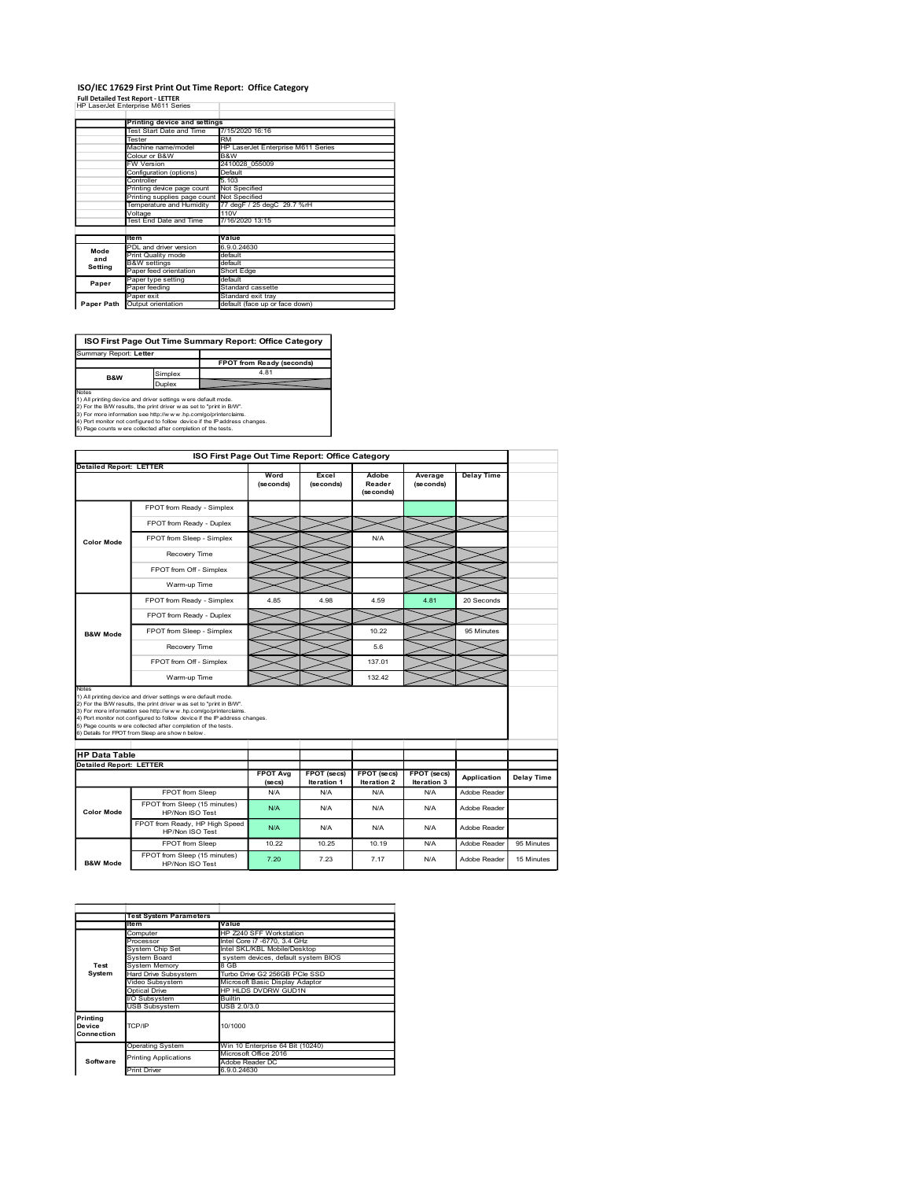# ISO/IEC 17629 First Print Out Time Report: Office Category

**Full Detailed Test Report - LETTER**

HP LaserJet Enterprise M611 Series

| | Printing device and settings | |
|---|---|---|
| | Test Start Date and Time | 7/15/2020 16:16 |
| | Tester | RM |
| | Machine name/model | HP LaserJet Enterprise M611 Series |
| | Colour or B&W | B&W |
| | FW Version | 2410028_055009 |
| | Configuration (options) | Default |
| | Controller | 5.103 |
| | Printing device page count | Not Specified |
| | Printing supplies page count | Not Specified |
| | Temperature and Humidity | 77 degF / 25 degC 29.7 %rH |
| | Voltage | 110V |
| | Test End Date and Time | 7/16/2020 13:15 |

| | Item | Value |
|---|---|---|
| Mode and Setting | PDL and driver version | 6.9.0.24630 |
| | Print Quality mode | default |
| | B&W settings | default |
| | Paper feed orientation | Short Edge |
| Paper | Paper type setting | default |
| | Paper feeding | Standard cassette |
| | Paper exit | Standard exit tray |
| Paper Path | Output orientation | default (face up or face down) |

## ISO First Page Out Time Summary Report: Office Category

Summary Report: **Letter**

| | | FPOT from Ready (seconds) |
|---|---|---|
| B&W | Simplex | 4.81 |
| | Duplex | |

Notes
1) All printing device and driver settings were default mode.
2) For the B/W results, the print driver was set to "print in B/W".
3) For more information see http://www.hp.com/go/printerclaims.
4) Port monitor not configured to follow device if the IP address changes.
5) Page counts were collected after completion of the tests.

## ISO First Page Out Time Report: Office Category

**Detailed Report: LETTER**

| | | Word (seconds) | Excel (seconds) | Adobe Reader (seconds) | Average (seconds) | Delay Time |
|---|---|---|---|---|---|---|
| Color Mode | FPOT from Ready - Simplex | | | | | |
| | FPOT from Ready - Duplex | | | | | |
| | FPOT from Sleep - Simplex | | | N/A | | |
| | Recovery Time | | | | | |
| | FPOT from Off - Simplex | | | | | |
| | Warm-up Time | | | | | |
| B&W Mode | FPOT from Ready - Simplex | 4.85 | 4.98 | 4.59 | 4.81 | 20 Seconds |
| | FPOT from Ready - Duplex | | | | | |
| | FPOT from Sleep - Simplex | | | 10.22 | | 95 Minutes |
| | Recovery Time | | | 5.6 | | |
| | FPOT from Off - Simplex | | | 137.01 | | |
| | Warm-up Time | | | 132.42 | | |

Notes
1) All printing device and driver settings were default mode.
2) For the B/W results, the print driver was set to "print in B/W".
3) For more information see http://www.hp.com/go/printerclaims.
4) Port monitor not configured to follow device if the IP address changes.
5) Page counts were collected after completion of the tests.
6) Details for FPOT from Sleep are shown below.

## HP Data Table

**Detailed Report: LETTER**

| | | FPOT Avg (secs) | FPOT (secs) Iteration 1 | FPOT (secs) Iteration 2 | FPOT (secs) Iteration 3 | Application | Delay Time |
|---|---|---|---|---|---|---|---|
| Color Mode | FPOT from Sleep | N/A | N/A | N/A | N/A | Adobe Reader | |
| | FPOT from Sleep (15 minutes) HP/Non ISO Test | N/A | N/A | N/A | N/A | Adobe Reader | |
| | FPOT from Ready, HP High Speed HP/Non ISO Test | N/A | N/A | N/A | N/A | Adobe Reader | |
| B&W Mode | FPOT from Sleep | 10.22 | 10.25 | 10.19 | N/A | Adobe Reader | 95 Minutes |
| | FPOT from Sleep (15 minutes) HP/Non ISO Test | 7.20 | 7.23 | 7.17 | N/A | Adobe Reader | 15 Minutes |

| | Test System Parameters | |
|---|---|---|
| | Item | Value |
| Test System | Computer | HP Z240 SFF Workstation |
| | Processor | Intel Core i7 -6770, 3.4 GHz |
| | System Chip Set | Intel SKL/KBL Mobile/Desktop |
| | System Board | system devices, default system BIOS |
| | System Memory | 8 GB |
| | Hard Drive Subsystem | Turbo Drive G2 256GB PCIe SSD |
| | Video Subsystem | Microsoft Basic Display Adaptor |
| | Optical Drive | HP HLDS DVDRW GUD1N |
| | I/O Subsystem | Builtin |
| | USB Subsystem | USB 2.0/3.0 |
| Printing Device Connection | TCP/IP | 10/1000 |
| Software | Operating System | Win 10 Enterprise 64 Bit (10240) |
| | Printing Applications | Microsoft Office 2016 |
| | | Adobe Reader DC |
| | Print Driver | 6.9.0.24630 |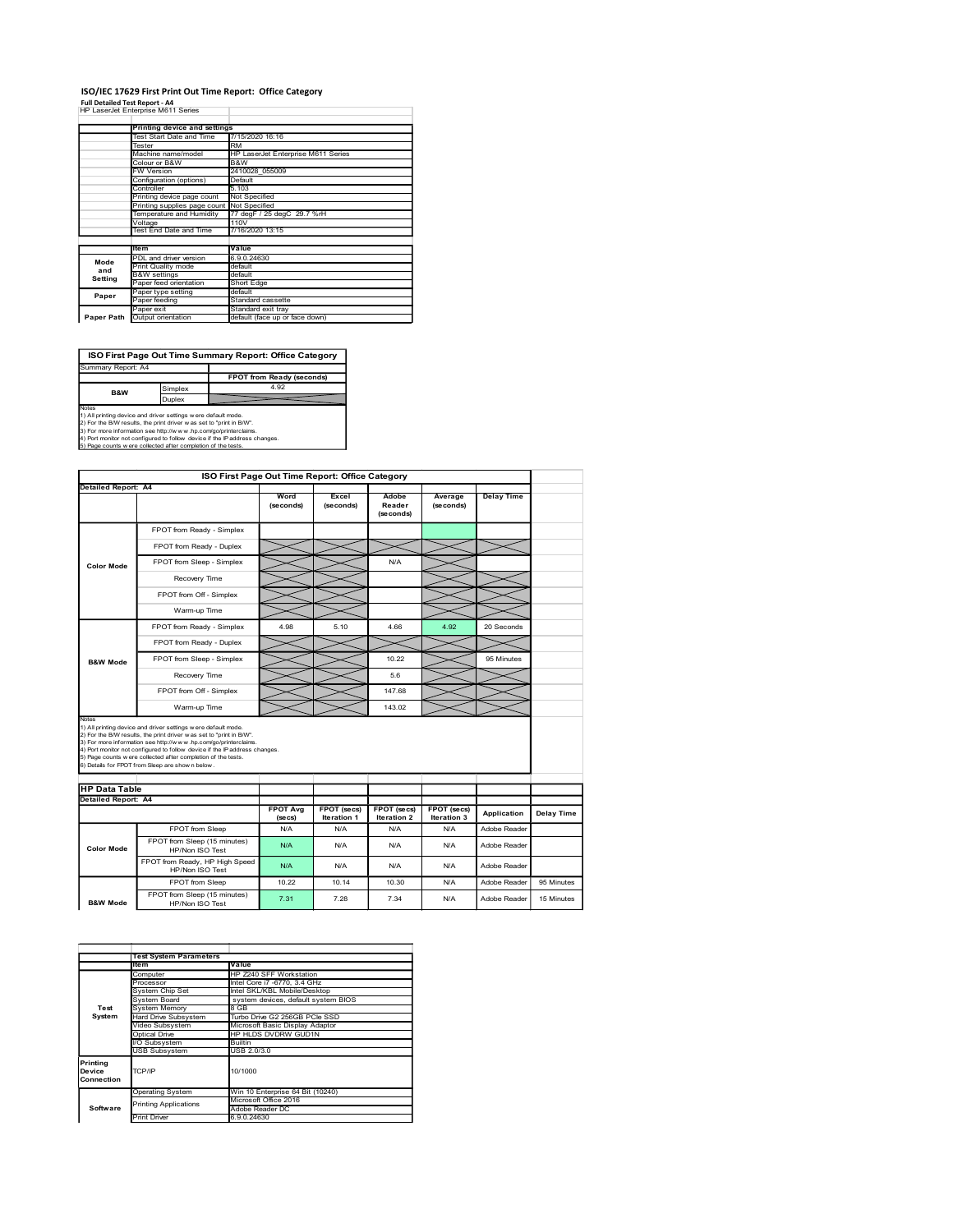# ISO/IEC 17629 First Print Out Time Report: Office Category

**Full Detailed Test Report - A4**

HP LaserJet Enterprise M611 Series

| | Printing device and settings | |
|---|---|---|
| | Test Start Date and Time | 7/15/2020 16:16 |
| | Tester | RM |
| | Machine name/model | HP LaserJet Enterprise M611 Series |
| | Colour or B&W | B&W |
| | FW Version | 2410028_055009 |
| | Configuration (options) | Default |
| | Controller | 5.103 |
| | Printing device page count | Not Specified |
| | Printing supplies page count | Not Specified |
| | Temperature and Humidity | 77 degF / 25 degC 29.7 %rH |
| | Voltage | 110V |
| | Test End Date and Time | 7/16/2020 13:15 |

| | Item | Value |
|---|---|---|
| Mode and Setting | PDL and driver version | 6.9.0.24630 |
| | Print Quality mode | default |
| | B&W settings | default |
| | Paper feed orientation | Short Edge |
| Paper | Paper type setting | default |
| | Paper feeding | Standard cassette |
| | Paper exit | Standard exit tray |
| Paper Path | Output orientation | default (face up or face down) |

## ISO First Page Out Time Summary Report: Office Category

Summary Report: A4

| | | FPOT from Ready (seconds) |
|---|---|---|
| B&W | Simplex | 4.92 |
| | Duplex | |

Notes
1) All printing device and driver settings were default mode.
2) For the B/W results, the print driver was set to "print in B/W".
3) For more information see http://www.hp.com/go/printerclaims.
4) Port monitor not configured to follow device if the IP address changes.
5) Page counts were collected after completion of the tests.

## ISO First Page Out Time Report: Office Category

Detailed Report: A4

| | | Word (seconds) | Excel (seconds) | Adobe Reader (seconds) | Average (seconds) | Delay Time |
|---|---|---|---|---|---|---|
| Color Mode | FPOT from Ready - Simplex | | | | | |
| | FPOT from Ready - Duplex | | | | | |
| | FPOT from Sleep - Simplex | | | N/A | | |
| | Recovery Time | | | | | |
| | FPOT from Off - Simplex | | | | | |
| | Warm-up Time | | | | | |
| B&W Mode | FPOT from Ready - Simplex | 4.98 | 5.10 | 4.66 | 4.92 | 20 Seconds |
| | FPOT from Ready - Duplex | | | | | |
| | FPOT from Sleep - Simplex | | | 10.22 | | 95 Minutes |
| | Recovery Time | | | 5.6 | | |
| | FPOT from Off - Simplex | | | 147.68 | | |
| | Warm-up Time | | | 143.02 | | |

Notes
1) All printing device and driver settings were default mode.
2) For the B/W results, the print driver was set to "print in B/W".
3) For more information see http://www.hp.com/go/printerclaims.
4) Port monitor not configured to follow device if the IP address changes.
5) Page counts were collected after completion of the tests.
6) Details for FPOT from Sleep are shown below.

## HP Data Table

Detailed Report: A4

| | | FPOT Avg (secs) | FPOT (secs) Iteration 1 | FPOT (secs) Iteration 2 | FPOT (secs) Iteration 3 | Application | Delay Time |
|---|---|---|---|---|---|---|---|
| Color Mode | FPOT from Sleep | N/A | N/A | N/A | N/A | Adobe Reader | |
| | FPOT from Sleep (15 minutes) HP/Non ISO Test | N/A | N/A | N/A | N/A | Adobe Reader | |
| | FPOT from Ready, HP High Speed HP/Non ISO Test | N/A | N/A | N/A | N/A | Adobe Reader | |
| B&W Mode | FPOT from Sleep | 10.22 | 10.14 | 10.30 | N/A | Adobe Reader | 95 Minutes |
| | FPOT from Sleep (15 minutes) HP/Non ISO Test | 7.31 | 7.28 | 7.34 | N/A | Adobe Reader | 15 Minutes |

| | Test System Parameters | |
|---|---|---|
| | Item | Value |
| Test System | Computer | HP Z240 SFF Workstation |
| | Processor | Intel Core i7 -6770, 3.4 GHz |
| | System Chip Set | Intel SKL/KBL Mobile/Desktop |
| | System Board | system devices, default system BIOS |
| | System Memory | 8 GB |
| | Hard Drive Subsystem | Turbo Drive G2 256GB PCIe SSD |
| | Video Subsystem | Microsoft Basic Display Adaptor |
| | Optical Drive | HP HLDS DVDRW GUD1N |
| | I/O Subsystem | Builtin |
| | USB Subsystem | USB 2.0/3.0 |
| Printing Device Connection | TCP/IP | 10/1000 |
| Software | Operating System | Win 10 Enterprise 64 Bit (10240) |
| | Printing Applications | Microsoft Office 2016 |
| | | Adobe Reader DC |
| | Print Driver | 6.9.0.24630 |